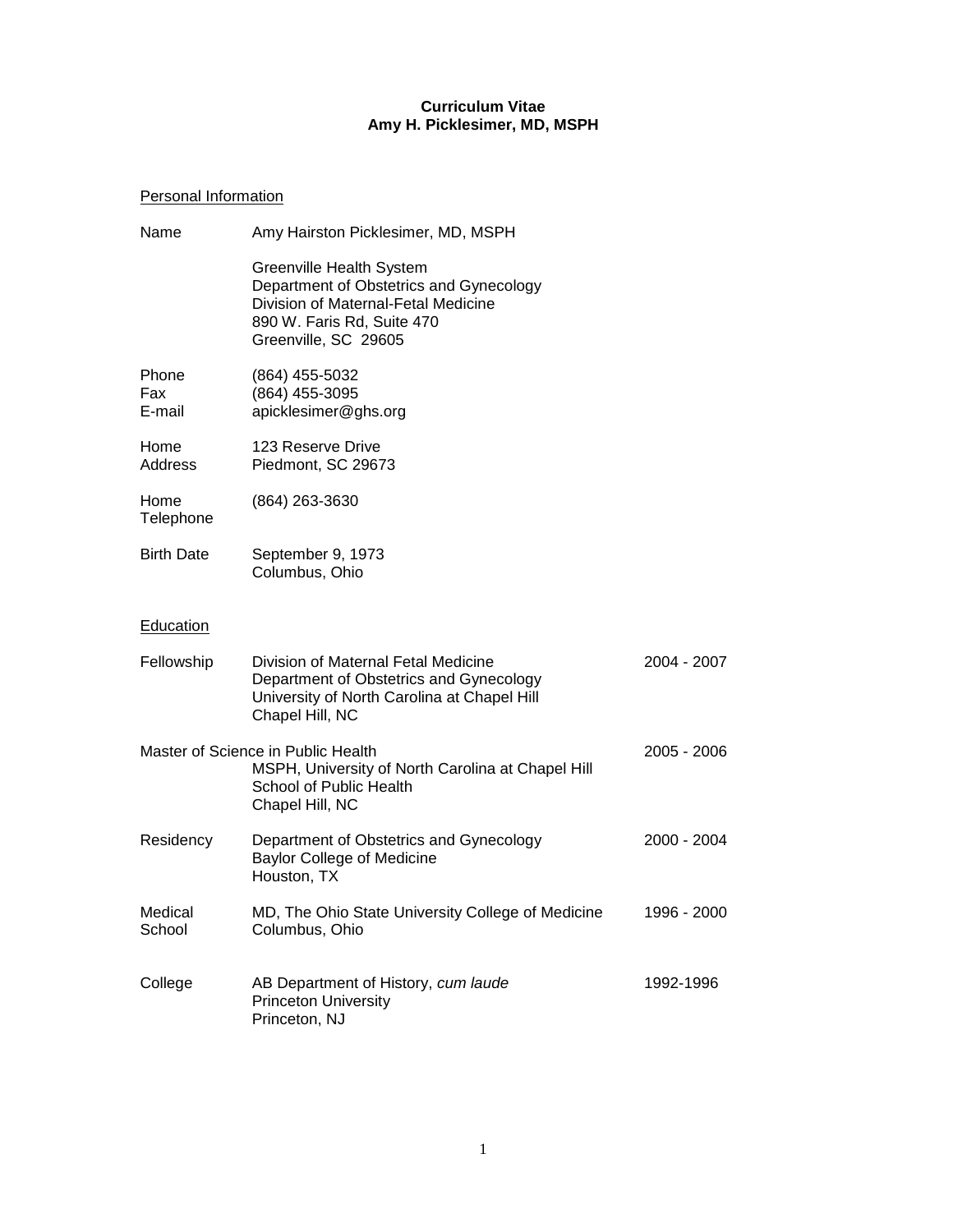**Curriculum Vitae**
**Amy H. Picklesimer, MD, MSPH**

## Personal Information

| | |
|---|---|
| Name | Amy Hairston Picklesimer, MD, MSPH |
| | Greenville Health System<br>Department of Obstetrics and Gynecology<br>Division of Maternal-Fetal Medicine<br>890 W. Faris Rd, Suite 470<br>Greenville, SC 29605 |
| Phone<br>Fax<br>E-mail | (864) 455-5032<br>(864) 455-3095<br>apicklesimer@ghs.org |
| Home Address | 123 Reserve Drive<br>Piedmont, SC 29673 |
| Home Telephone | (864) 263-3630 |
| Birth Date | September 9, 1973<br>Columbus, Ohio |

## Education

| | | |
|---|---|---|
| Fellowship | Division of Maternal Fetal Medicine<br>Department of Obstetrics and Gynecology<br>University of North Carolina at Chapel Hill<br>Chapel Hill, NC | 2004 - 2007 |
| Master of Science in Public Health | MSPH, University of North Carolina at Chapel Hill<br>School of Public Health<br>Chapel Hill, NC | 2005 - 2006 |
| Residency | Department of Obstetrics and Gynecology<br>Baylor College of Medicine<br>Houston, TX | 2000 - 2004 |
| Medical School | MD, The Ohio State University College of Medicine<br>Columbus, Ohio | 1996 - 2000 |
| College | AB Department of History, *cum laude*<br>Princeton University<br>Princeton, NJ | 1992-1996 |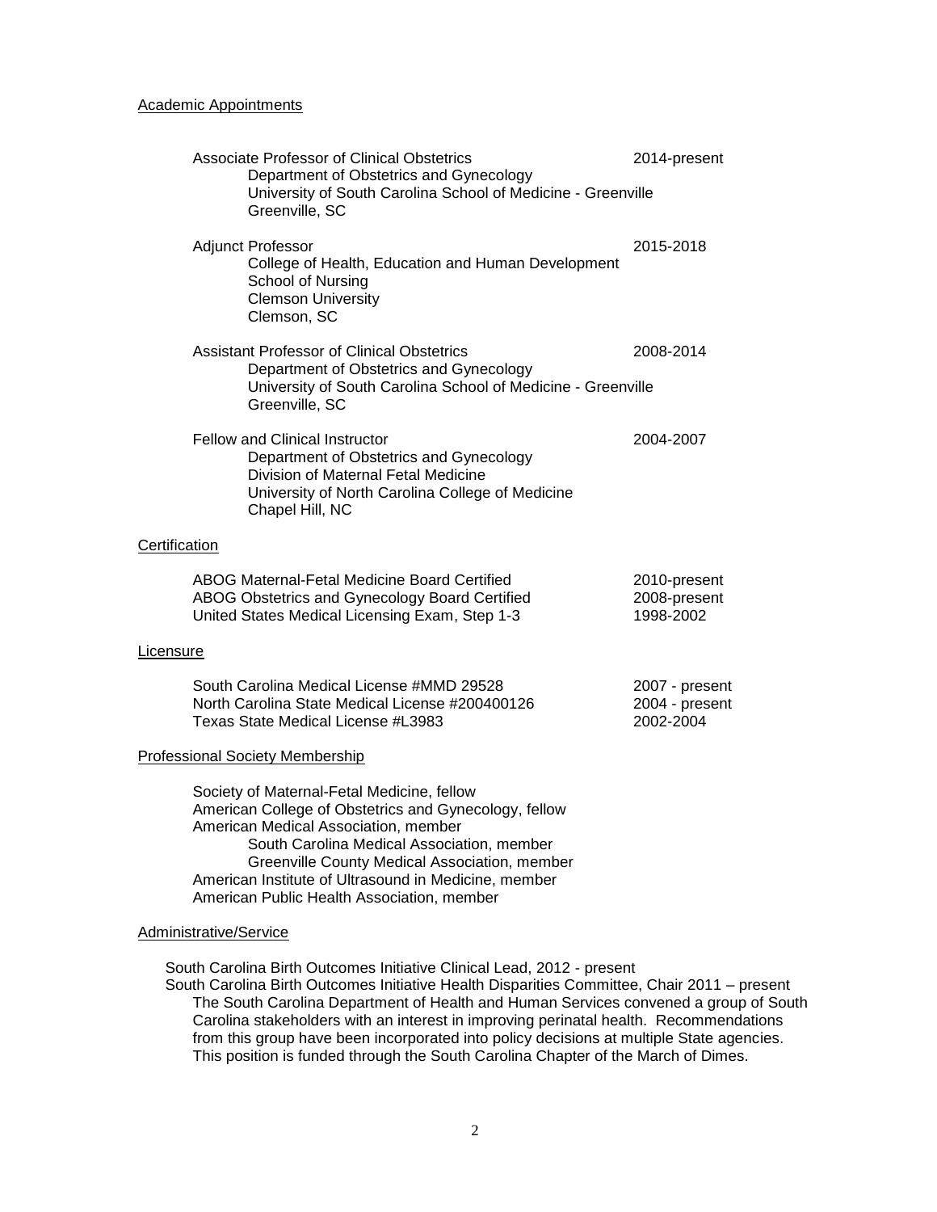## Academic Appointments

**Associate Professor of Clinical Obstetrics** — 2014-present
Department of Obstetrics and Gynecology
University of South Carolina School of Medicine - Greenville
Greenville, SC

**Adjunct Professor** — 2015-2018
College of Health, Education and Human Development
School of Nursing
Clemson University
Clemson, SC

**Assistant Professor of Clinical Obstetrics** — 2008-2014
Department of Obstetrics and Gynecology
University of South Carolina School of Medicine - Greenville
Greenville, SC

**Fellow and Clinical Instructor** — 2004-2007
Department of Obstetrics and Gynecology
Division of Maternal Fetal Medicine
University of North Carolina College of Medicine
Chapel Hill, NC

## Certification

| | |
|---|---|
| ABOG Maternal-Fetal Medicine Board Certified | 2010-present |
| ABOG Obstetrics and Gynecology Board Certified | 2008-present |
| United States Medical Licensing Exam, Step 1-3 | 1998-2002 |

## Licensure

| | |
|---|---|
| South Carolina Medical License #MMD 29528 | 2007 - present |
| North Carolina State Medical License #200400126 | 2004 - present |
| Texas State Medical License #L3983 | 2002-2004 |

## Professional Society Membership

- Society of Maternal-Fetal Medicine, fellow
- American College of Obstetrics and Gynecology, fellow
- American Medical Association, member
  - South Carolina Medical Association, member
  - Greenville County Medical Association, member
- American Institute of Ultrasound in Medicine, member
- American Public Health Association, member

## Administrative/Service

South Carolina Birth Outcomes Initiative Clinical Lead, 2012 - present

South Carolina Birth Outcomes Initiative Health Disparities Committee, Chair 2011 – present

The South Carolina Department of Health and Human Services convened a group of South Carolina stakeholders with an interest in improving perinatal health. Recommendations from this group have been incorporated into policy decisions at multiple State agencies. This position is funded through the South Carolina Chapter of the March of Dimes.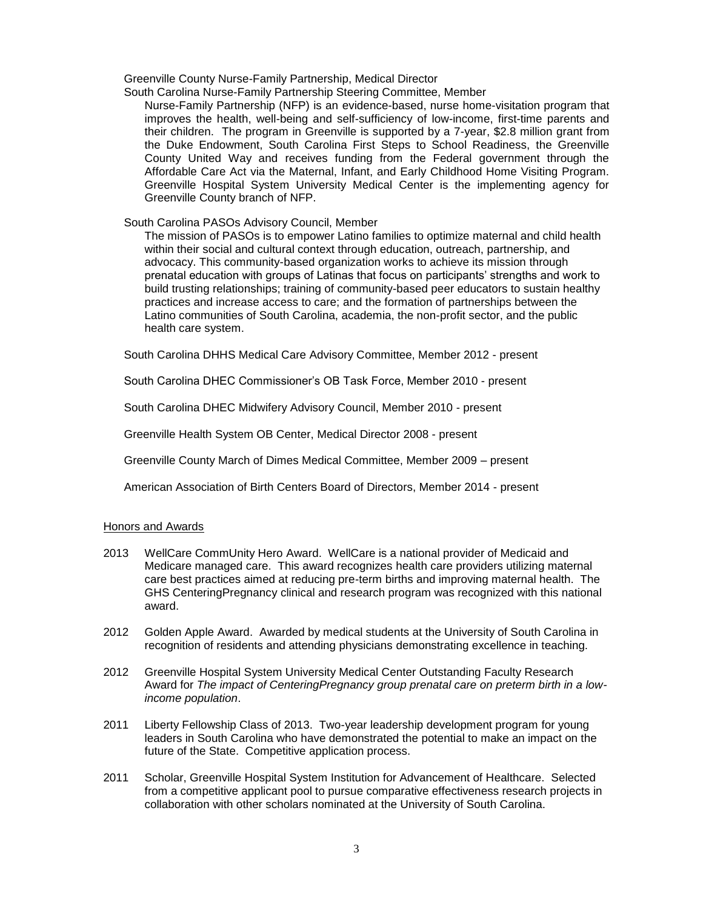Greenville County Nurse-Family Partnership, Medical Director

South Carolina Nurse-Family Partnership Steering Committee, Member

Nurse-Family Partnership (NFP) is an evidence-based, nurse home-visitation program that improves the health, well-being and self-sufficiency of low-income, first-time parents and their children. The program in Greenville is supported by a 7-year, $2.8 million grant from the Duke Endowment, South Carolina First Steps to School Readiness, the Greenville County United Way and receives funding from the Federal government through the Affordable Care Act via the Maternal, Infant, and Early Childhood Home Visiting Program. Greenville Hospital System University Medical Center is the implementing agency for Greenville County branch of NFP.

South Carolina PASOs Advisory Council, Member

The mission of PASOs is to empower Latino families to optimize maternal and child health within their social and cultural context through education, outreach, partnership, and advocacy. This community-based organization works to achieve its mission through prenatal education with groups of Latinas that focus on participants' strengths and work to build trusting relationships; training of community-based peer educators to sustain healthy practices and increase access to care; and the formation of partnerships between the Latino communities of South Carolina, academia, the non-profit sector, and the public health care system.

South Carolina DHHS Medical Care Advisory Committee, Member 2012 - present

South Carolina DHEC Commissioner's OB Task Force, Member 2010 - present

South Carolina DHEC Midwifery Advisory Council, Member 2010 - present

Greenville Health System OB Center, Medical Director 2008 - present

Greenville County March of Dimes Medical Committee, Member 2009 – present

American Association of Birth Centers Board of Directors, Member 2014 - present

## Honors and Awards

2013 WellCare CommUnity Hero Award. WellCare is a national provider of Medicaid and Medicare managed care. This award recognizes health care providers utilizing maternal care best practices aimed at reducing pre-term births and improving maternal health. The GHS CenteringPregnancy clinical and research program was recognized with this national award.

2012 Golden Apple Award. Awarded by medical students at the University of South Carolina in recognition of residents and attending physicians demonstrating excellence in teaching.

2012 Greenville Hospital System University Medical Center Outstanding Faculty Research Award for *The impact of CenteringPregnancy group prenatal care on preterm birth in a low-income population*.

2011 Liberty Fellowship Class of 2013. Two-year leadership development program for young leaders in South Carolina who have demonstrated the potential to make an impact on the future of the State. Competitive application process.

2011 Scholar, Greenville Hospital System Institution for Advancement of Healthcare. Selected from a competitive applicant pool to pursue comparative effectiveness research projects in collaboration with other scholars nominated at the University of South Carolina.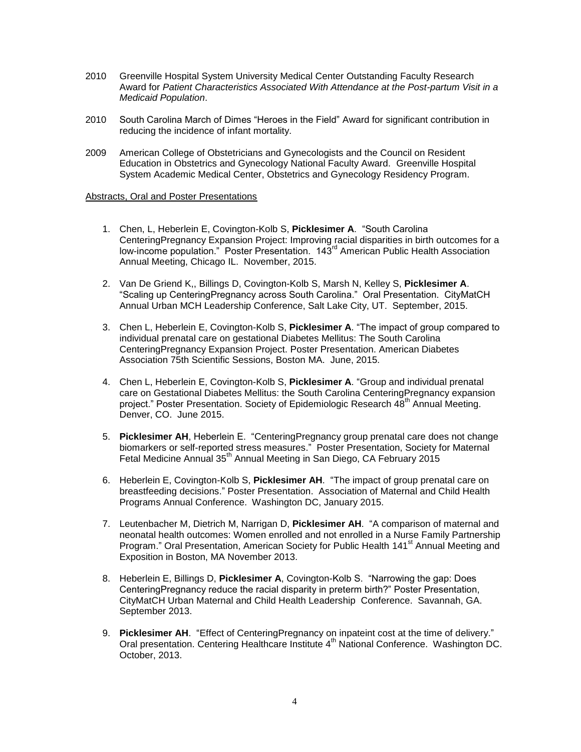2010 Greenville Hospital System University Medical Center Outstanding Faculty Research Award for *Patient Characteristics Associated With Attendance at the Post-partum Visit in a Medicaid Population*.

2010 South Carolina March of Dimes "Heroes in the Field" Award for significant contribution in reducing the incidence of infant mortality.

2009 American College of Obstetricians and Gynecologists and the Council on Resident Education in Obstetrics and Gynecology National Faculty Award. Greenville Hospital System Academic Medical Center, Obstetrics and Gynecology Residency Program.

Abstracts, Oral and Poster Presentations

1. Chen, L, Heberlein E, Covington-Kolb S, **Picklesimer A**. "South Carolina CenteringPregnancy Expansion Project: Improving racial disparities in birth outcomes for a low-income population." Poster Presentation. 143rd American Public Health Association Annual Meeting, Chicago IL. November, 2015.

2. Van De Griend K,, Billings D, Covington-Kolb S, Marsh N, Kelley S, **Picklesimer A**. "Scaling up CenteringPregnancy across South Carolina." Oral Presentation. CityMatCH Annual Urban MCH Leadership Conference, Salt Lake City, UT. September, 2015.

3. Chen L, Heberlein E, Covington-Kolb S, **Picklesimer A**. "The impact of group compared to individual prenatal care on gestational Diabetes Mellitus: The South Carolina CenteringPregnancy Expansion Project. Poster Presentation. American Diabetes Association 75th Scientific Sessions, Boston MA. June, 2015.

4. Chen L, Heberlein E, Covington-Kolb S, **Picklesimer A**. "Group and individual prenatal care on Gestational Diabetes Mellitus: the South Carolina CenteringPregnancy expansion project." Poster Presentation. Society of Epidemiologic Research 48th Annual Meeting. Denver, CO. June 2015.

5. **Picklesimer AH**, Heberlein E. "CenteringPregnancy group prenatal care does not change biomarkers or self-reported stress measures." Poster Presentation, Society for Maternal Fetal Medicine Annual 35th Annual Meeting in San Diego, CA February 2015

6. Heberlein E, Covington-Kolb S, **Picklesimer AH**. "The impact of group prenatal care on breastfeeding decisions." Poster Presentation. Association of Maternal and Child Health Programs Annual Conference. Washington DC, January 2015.

7. Leutenbacher M, Dietrich M, Narrigan D, **Picklesimer AH**. "A comparison of maternal and neonatal health outcomes: Women enrolled and not enrolled in a Nurse Family Partnership Program." Oral Presentation, American Society for Public Health 141st Annual Meeting and Exposition in Boston, MA November 2013.

8. Heberlein E, Billings D, **Picklesimer A**, Covington-Kolb S. "Narrowing the gap: Does CenteringPregnancy reduce the racial disparity in preterm birth?" Poster Presentation, CityMatCH Urban Maternal and Child Health Leadership Conference. Savannah, GA. September 2013.

9. **Picklesimer AH**. "Effect of CenteringPregnancy on inpateint cost at the time of delivery." Oral presentation. Centering Healthcare Institute 4th National Conference. Washington DC. October, 2013.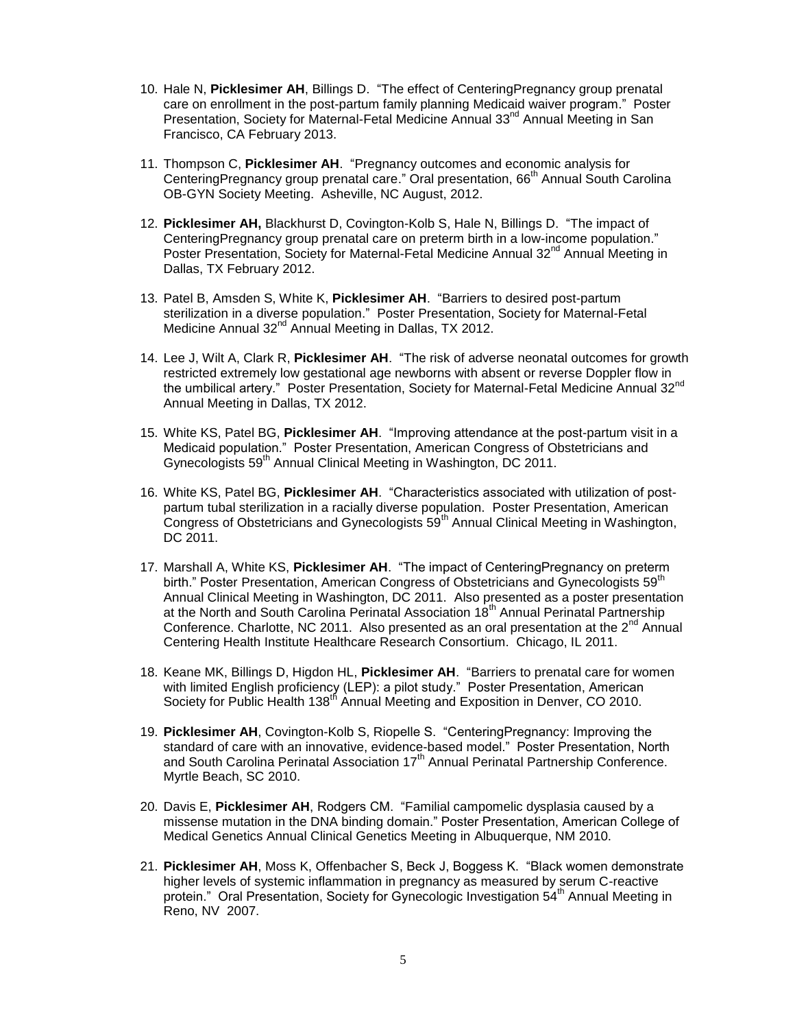10. Hale N, **Picklesimer AH**, Billings D. "The effect of CenteringPregnancy group prenatal care on enrollment in the post-partum family planning Medicaid waiver program." Poster Presentation, Society for Maternal-Fetal Medicine Annual 33rd Annual Meeting in San Francisco, CA February 2013.

11. Thompson C, **Picklesimer AH**. "Pregnancy outcomes and economic analysis for CenteringPregnancy group prenatal care." Oral presentation, 66th Annual South Carolina OB-GYN Society Meeting. Asheville, NC August, 2012.

12. **Picklesimer AH,** Blackhurst D, Covington-Kolb S, Hale N, Billings D. "The impact of CenteringPregnancy group prenatal care on preterm birth in a low-income population." Poster Presentation, Society for Maternal-Fetal Medicine Annual 32nd Annual Meeting in Dallas, TX February 2012.

13. Patel B, Amsden S, White K, **Picklesimer AH**. "Barriers to desired post-partum sterilization in a diverse population." Poster Presentation, Society for Maternal-Fetal Medicine Annual 32nd Annual Meeting in Dallas, TX 2012.

14. Lee J, Wilt A, Clark R, **Picklesimer AH**. "The risk of adverse neonatal outcomes for growth restricted extremely low gestational age newborns with absent or reverse Doppler flow in the umbilical artery." Poster Presentation, Society for Maternal-Fetal Medicine Annual 32nd Annual Meeting in Dallas, TX 2012.

15. White KS, Patel BG, **Picklesimer AH**. "Improving attendance at the post-partum visit in a Medicaid population." Poster Presentation, American Congress of Obstetricians and Gynecologists 59th Annual Clinical Meeting in Washington, DC 2011.

16. White KS, Patel BG, **Picklesimer AH**. "Characteristics associated with utilization of post-partum tubal sterilization in a racially diverse population. Poster Presentation, American Congress of Obstetricians and Gynecologists 59th Annual Clinical Meeting in Washington, DC 2011.

17. Marshall A, White KS, **Picklesimer AH**. "The impact of CenteringPregnancy on preterm birth." Poster Presentation, American Congress of Obstetricians and Gynecologists 59th Annual Clinical Meeting in Washington, DC 2011. Also presented as a poster presentation at the North and South Carolina Perinatal Association 18th Annual Perinatal Partnership Conference. Charlotte, NC 2011. Also presented as an oral presentation at the 2nd Annual Centering Health Institute Healthcare Research Consortium. Chicago, IL 2011.

18. Keane MK, Billings D, Higdon HL, **Picklesimer AH**. "Barriers to prenatal care for women with limited English proficiency (LEP): a pilot study." Poster Presentation, American Society for Public Health 138th Annual Meeting and Exposition in Denver, CO 2010.

19. **Picklesimer AH**, Covington-Kolb S, Riopelle S. "CenteringPregnancy: Improving the standard of care with an innovative, evidence-based model." Poster Presentation, North and South Carolina Perinatal Association 17th Annual Perinatal Partnership Conference. Myrtle Beach, SC 2010.

20. Davis E, **Picklesimer AH**, Rodgers CM. "Familial campomelic dysplasia caused by a missense mutation in the DNA binding domain." Poster Presentation, American College of Medical Genetics Annual Clinical Genetics Meeting in Albuquerque, NM 2010.

21. **Picklesimer AH**, Moss K, Offenbacher S, Beck J, Boggess K. "Black women demonstrate higher levels of systemic inflammation in pregnancy as measured by serum C-reactive protein." Oral Presentation, Society for Gynecologic Investigation 54th Annual Meeting in Reno, NV 2007.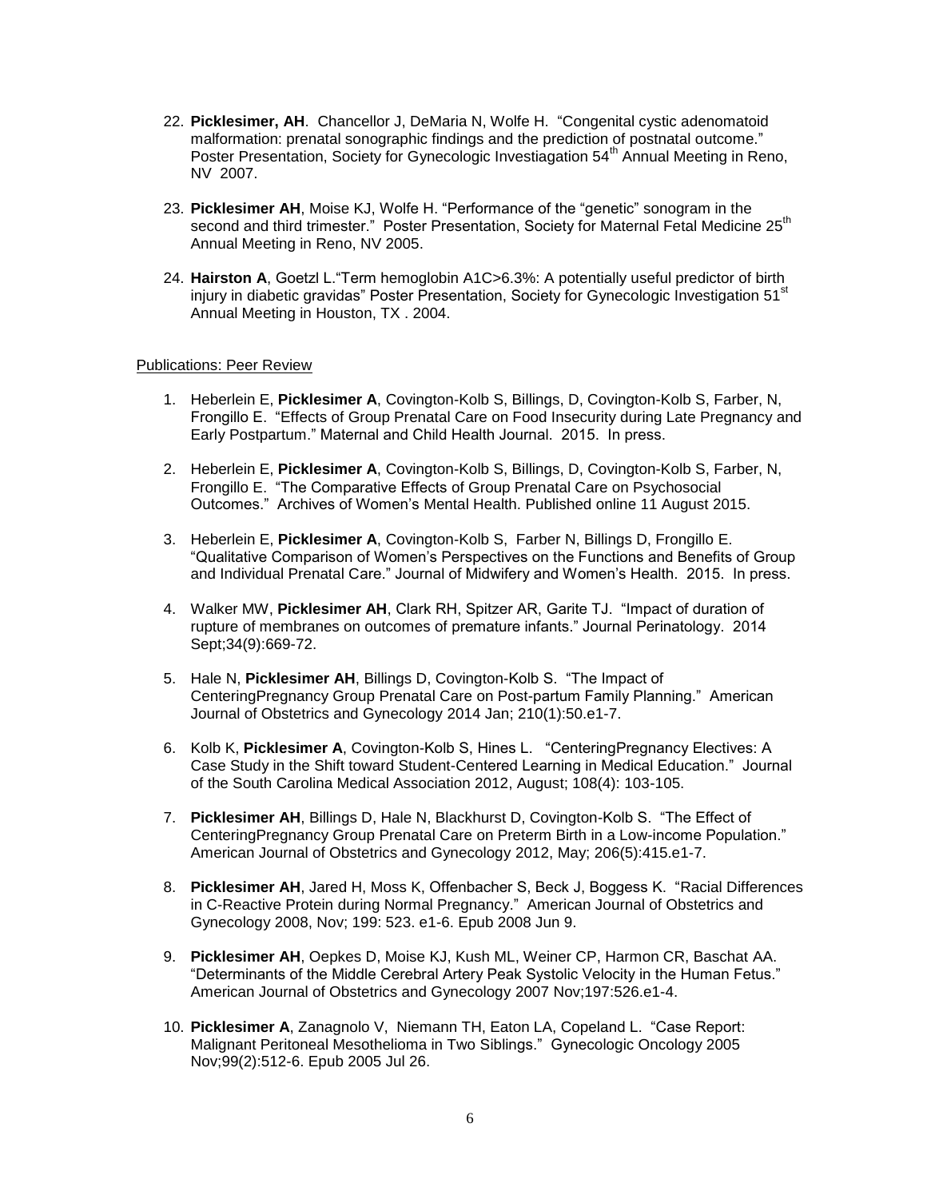22. **Picklesimer, AH**. Chancellor J, DeMaria N, Wolfe H. "Congenital cystic adenomatoid malformation: prenatal sonographic findings and the prediction of postnatal outcome." Poster Presentation, Society for Gynecologic Investiagation 54th Annual Meeting in Reno, NV 2007.

23. **Picklesimer AH**, Moise KJ, Wolfe H. "Performance of the "genetic" sonogram in the second and third trimester." Poster Presentation, Society for Maternal Fetal Medicine 25th Annual Meeting in Reno, NV 2005.

24. **Hairston A**, Goetzl L."Term hemoglobin A1C>6.3%: A potentially useful predictor of birth injury in diabetic gravidas" Poster Presentation, Society for Gynecologic Investigation 51st Annual Meeting in Houston, TX . 2004.

Publications: Peer Review

1. Heberlein E, **Picklesimer A**, Covington-Kolb S, Billings, D, Covington-Kolb S, Farber, N, Frongillo E. "Effects of Group Prenatal Care on Food Insecurity during Late Pregnancy and Early Postpartum." Maternal and Child Health Journal. 2015. In press.

2. Heberlein E, **Picklesimer A**, Covington-Kolb S, Billings, D, Covington-Kolb S, Farber, N, Frongillo E. "The Comparative Effects of Group Prenatal Care on Psychosocial Outcomes." Archives of Women's Mental Health. Published online 11 August 2015.

3. Heberlein E, **Picklesimer A**, Covington-Kolb S, Farber N, Billings D, Frongillo E. "Qualitative Comparison of Women's Perspectives on the Functions and Benefits of Group and Individual Prenatal Care." Journal of Midwifery and Women's Health. 2015. In press.

4. Walker MW, **Picklesimer AH**, Clark RH, Spitzer AR, Garite TJ. "Impact of duration of rupture of membranes on outcomes of premature infants." Journal Perinatology. 2014 Sept;34(9):669-72.

5. Hale N, **Picklesimer AH**, Billings D, Covington-Kolb S. "The Impact of CenteringPregnancy Group Prenatal Care on Post-partum Family Planning." American Journal of Obstetrics and Gynecology 2014 Jan; 210(1):50.e1-7.

6. Kolb K, **Picklesimer A**, Covington-Kolb S, Hines L. "CenteringPregnancy Electives: A Case Study in the Shift toward Student-Centered Learning in Medical Education." Journal of the South Carolina Medical Association 2012, August; 108(4): 103-105.

7. **Picklesimer AH**, Billings D, Hale N, Blackhurst D, Covington-Kolb S. "The Effect of CenteringPregnancy Group Prenatal Care on Preterm Birth in a Low-income Population." American Journal of Obstetrics and Gynecology 2012, May; 206(5):415.e1-7.

8. **Picklesimer AH**, Jared H, Moss K, Offenbacher S, Beck J, Boggess K. "Racial Differences in C-Reactive Protein during Normal Pregnancy." American Journal of Obstetrics and Gynecology 2008, Nov; 199: 523. e1-6. Epub 2008 Jun 9.

9. **Picklesimer AH**, Oepkes D, Moise KJ, Kush ML, Weiner CP, Harmon CR, Baschat AA. "Determinants of the Middle Cerebral Artery Peak Systolic Velocity in the Human Fetus." American Journal of Obstetrics and Gynecology 2007 Nov;197:526.e1-4.

10. **Picklesimer A**, Zanagnolo V, Niemann TH, Eaton LA, Copeland L. "Case Report: Malignant Peritoneal Mesothelioma in Two Siblings." Gynecologic Oncology 2005 Nov;99(2):512-6. Epub 2005 Jul 26.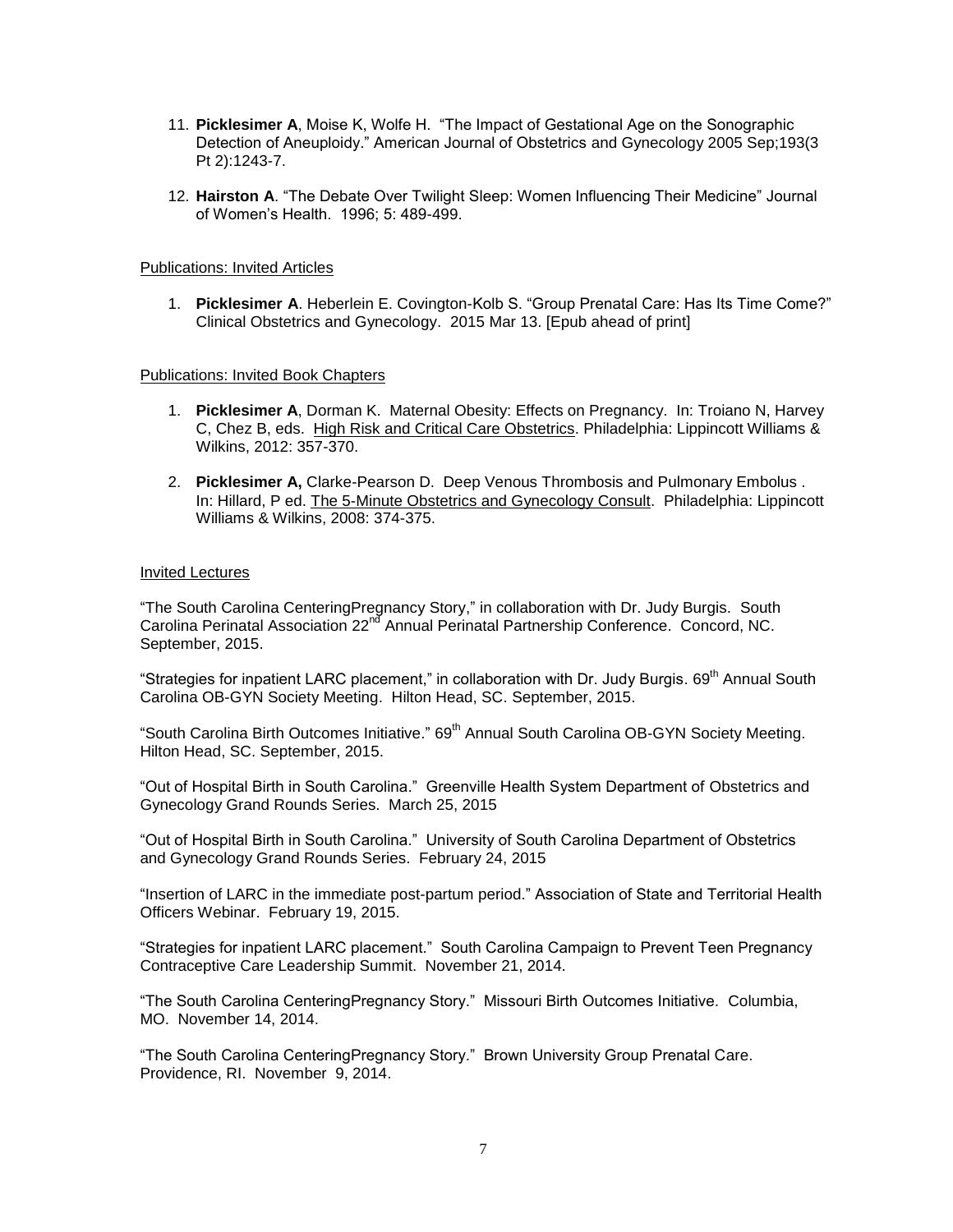11. **Picklesimer A**, Moise K, Wolfe H. "The Impact of Gestational Age on the Sonographic Detection of Aneuploidy." American Journal of Obstetrics and Gynecology 2005 Sep;193(3 Pt 2):1243-7.

12. **Hairston A**. "The Debate Over Twilight Sleep: Women Influencing Their Medicine" Journal of Women's Health. 1996; 5: 489-499.

Publications: Invited Articles

1. **Picklesimer A**. Heberlein E. Covington-Kolb S. "Group Prenatal Care: Has Its Time Come?" Clinical Obstetrics and Gynecology. 2015 Mar 13. [Epub ahead of print]

Publications: Invited Book Chapters

1. **Picklesimer A**, Dorman K. Maternal Obesity: Effects on Pregnancy. In: Troiano N, Harvey C, Chez B, eds. High Risk and Critical Care Obstetrics. Philadelphia: Lippincott Williams & Wilkins, 2012: 357-370.

2. **Picklesimer A,** Clarke-Pearson D. Deep Venous Thrombosis and Pulmonary Embolus . In: Hillard, P ed. The 5-Minute Obstetrics and Gynecology Consult. Philadelphia: Lippincott Williams & Wilkins, 2008: 374-375.

Invited Lectures

"The South Carolina CenteringPregnancy Story," in collaboration with Dr. Judy Burgis. South Carolina Perinatal Association 22nd Annual Perinatal Partnership Conference. Concord, NC. September, 2015.

"Strategies for inpatient LARC placement," in collaboration with Dr. Judy Burgis. 69th Annual South Carolina OB-GYN Society Meeting. Hilton Head, SC. September, 2015.

"South Carolina Birth Outcomes Initiative." 69th Annual South Carolina OB-GYN Society Meeting. Hilton Head, SC. September, 2015.

"Out of Hospital Birth in South Carolina." Greenville Health System Department of Obstetrics and Gynecology Grand Rounds Series. March 25, 2015

"Out of Hospital Birth in South Carolina." University of South Carolina Department of Obstetrics and Gynecology Grand Rounds Series. February 24, 2015

"Insertion of LARC in the immediate post-partum period." Association of State and Territorial Health Officers Webinar. February 19, 2015.

"Strategies for inpatient LARC placement." South Carolina Campaign to Prevent Teen Pregnancy Contraceptive Care Leadership Summit. November 21, 2014.

"The South Carolina CenteringPregnancy Story." Missouri Birth Outcomes Initiative. Columbia, MO. November 14, 2014.

"The South Carolina CenteringPregnancy Story." Brown University Group Prenatal Care. Providence, RI. November 9, 2014.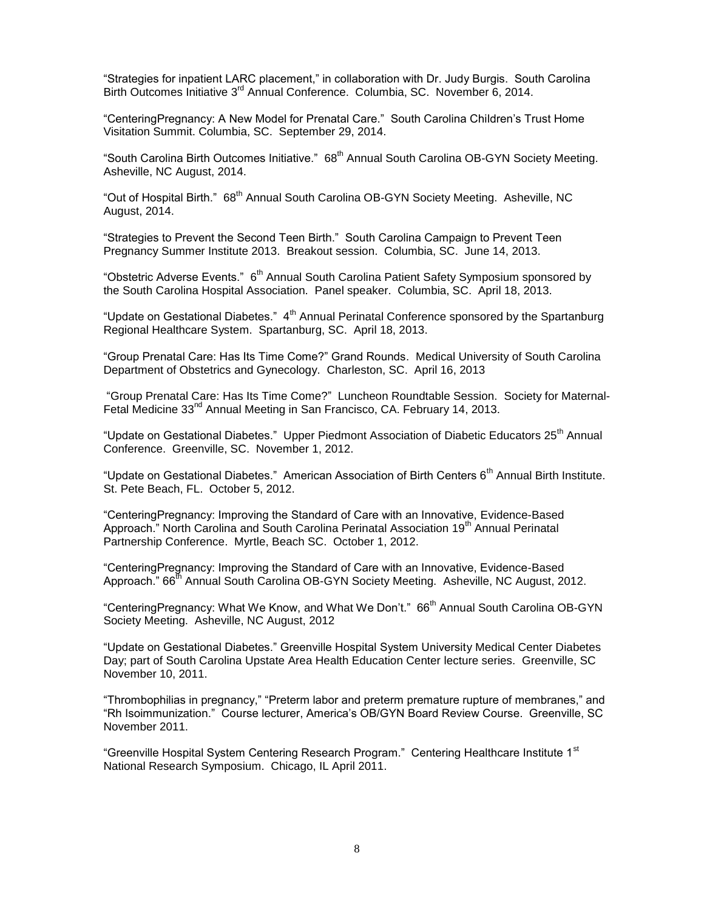"Strategies for inpatient LARC placement," in collaboration with Dr. Judy Burgis. South Carolina Birth Outcomes Initiative 3rd Annual Conference. Columbia, SC. November 6, 2014.

"CenteringPregnancy: A New Model for Prenatal Care." South Carolina Children's Trust Home Visitation Summit. Columbia, SC. September 29, 2014.

"South Carolina Birth Outcomes Initiative." 68th Annual South Carolina OB-GYN Society Meeting. Asheville, NC August, 2014.

"Out of Hospital Birth." 68th Annual South Carolina OB-GYN Society Meeting. Asheville, NC August, 2014.

"Strategies to Prevent the Second Teen Birth." South Carolina Campaign to Prevent Teen Pregnancy Summer Institute 2013. Breakout session. Columbia, SC. June 14, 2013.

"Obstetric Adverse Events." 6th Annual South Carolina Patient Safety Symposium sponsored by the South Carolina Hospital Association. Panel speaker. Columbia, SC. April 18, 2013.

"Update on Gestational Diabetes." 4th Annual Perinatal Conference sponsored by the Spartanburg Regional Healthcare System. Spartanburg, SC. April 18, 2013.

"Group Prenatal Care: Has Its Time Come?" Grand Rounds. Medical University of South Carolina Department of Obstetrics and Gynecology. Charleston, SC. April 16, 2013

"Group Prenatal Care: Has Its Time Come?" Luncheon Roundtable Session. Society for Maternal-Fetal Medicine 33nd Annual Meeting in San Francisco, CA. February 14, 2013.

"Update on Gestational Diabetes." Upper Piedmont Association of Diabetic Educators 25th Annual Conference. Greenville, SC. November 1, 2012.

"Update on Gestational Diabetes." American Association of Birth Centers 6th Annual Birth Institute. St. Pete Beach, FL. October 5, 2012.

"CenteringPregnancy: Improving the Standard of Care with an Innovative, Evidence-Based Approach." North Carolina and South Carolina Perinatal Association 19th Annual Perinatal Partnership Conference. Myrtle, Beach SC. October 1, 2012.

"CenteringPregnancy: Improving the Standard of Care with an Innovative, Evidence-Based Approach." 66th Annual South Carolina OB-GYN Society Meeting. Asheville, NC August, 2012.

"CenteringPregnancy: What We Know, and What We Don't." 66th Annual South Carolina OB-GYN Society Meeting. Asheville, NC August, 2012

"Update on Gestational Diabetes." Greenville Hospital System University Medical Center Diabetes Day; part of South Carolina Upstate Area Health Education Center lecture series. Greenville, SC November 10, 2011.

"Thrombophilias in pregnancy," "Preterm labor and preterm premature rupture of membranes," and "Rh Isoimmunization." Course lecturer, America's OB/GYN Board Review Course. Greenville, SC November 2011.

"Greenville Hospital System Centering Research Program." Centering Healthcare Institute 1st National Research Symposium. Chicago, IL April 2011.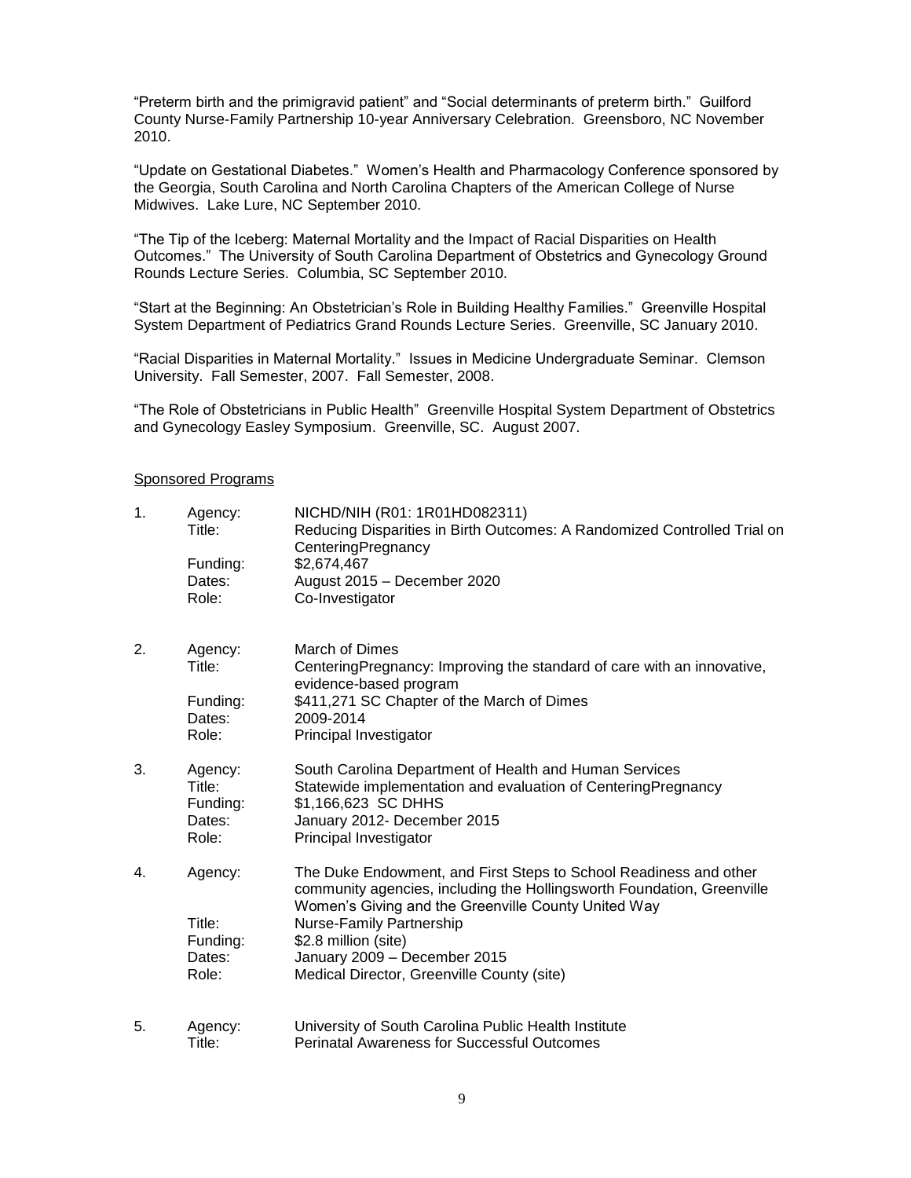"Preterm birth and the primigravid patient" and "Social determinants of preterm birth." Guilford County Nurse-Family Partnership 10-year Anniversary Celebration. Greensboro, NC November 2010.

"Update on Gestational Diabetes." Women's Health and Pharmacology Conference sponsored by the Georgia, South Carolina and North Carolina Chapters of the American College of Nurse Midwives. Lake Lure, NC September 2010.

"The Tip of the Iceberg: Maternal Mortality and the Impact of Racial Disparities on Health Outcomes." The University of South Carolina Department of Obstetrics and Gynecology Ground Rounds Lecture Series. Columbia, SC September 2010.

"Start at the Beginning: An Obstetrician's Role in Building Healthy Families." Greenville Hospital System Department of Pediatrics Grand Rounds Lecture Series. Greenville, SC January 2010.

"Racial Disparities in Maternal Mortality." Issues in Medicine Undergraduate Seminar. Clemson University. Fall Semester, 2007. Fall Semester, 2008.

"The Role of Obstetricians in Public Health" Greenville Hospital System Department of Obstetrics and Gynecology Easley Symposium. Greenville, SC. August 2007.

Sponsored Programs

1. Agency: NICHD/NIH (R01: 1R01HD082311)
   Title: Reducing Disparities in Birth Outcomes: A Randomized Controlled Trial on CenteringPregnancy
   Funding: $2,674,467
   Dates: August 2015 – December 2020
   Role: Co-Investigator

2. Agency: March of Dimes
   Title: CenteringPregnancy: Improving the standard of care with an innovative, evidence-based program
   Funding: $411,271 SC Chapter of the March of Dimes
   Dates: 2009-2014
   Role: Principal Investigator

3. Agency: South Carolina Department of Health and Human Services
   Title: Statewide implementation and evaluation of CenteringPregnancy
   Funding: $1,166,623 SC DHHS
   Dates: January 2012- December 2015
   Role: Principal Investigator

4. Agency: The Duke Endowment, and First Steps to School Readiness and other community agencies, including the Hollingsworth Foundation, Greenville Women's Giving and the Greenville County United Way
   Title: Nurse-Family Partnership
   Funding: $2.8 million (site)
   Dates: January 2009 – December 2015
   Role: Medical Director, Greenville County (site)

5. Agency: University of South Carolina Public Health Institute
   Title: Perinatal Awareness for Successful Outcomes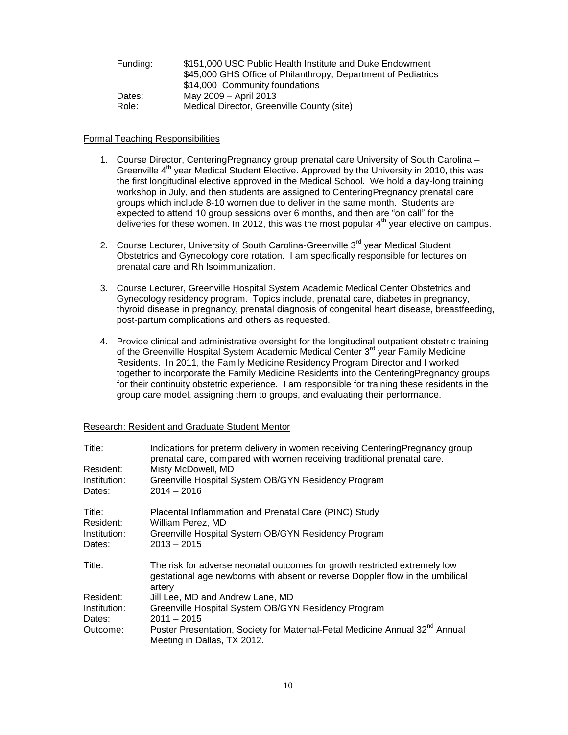| | |
|---|---|
| Funding: | \$151,000 USC Public Health Institute and Duke Endowment<br>\$45,000 GHS Office of Philanthropy; Department of Pediatrics<br>\$14,000 Community foundations |
| Dates: | May 2009 – April 2013 |
| Role: | Medical Director, Greenville County (site) |

Formal Teaching Responsibilities

1. Course Director, CenteringPregnancy group prenatal care University of South Carolina – Greenville 4th year Medical Student Elective. Approved by the University in 2010, this was the first longitudinal elective approved in the Medical School. We hold a day-long training workshop in July, and then students are assigned to CenteringPregnancy prenatal care groups which include 8-10 women due to deliver in the same month. Students are expected to attend 10 group sessions over 6 months, and then are "on call" for the deliveries for these women. In 2012, this was the most popular 4th year elective on campus.

2. Course Lecturer, University of South Carolina-Greenville 3rd year Medical Student Obstetrics and Gynecology core rotation. I am specifically responsible for lectures on prenatal care and Rh Isoimmunization.

3. Course Lecturer, Greenville Hospital System Academic Medical Center Obstetrics and Gynecology residency program. Topics include, prenatal care, diabetes in pregnancy, thyroid disease in pregnancy, prenatal diagnosis of congenital heart disease, breastfeeding, post-partum complications and others as requested.

4. Provide clinical and administrative oversight for the longitudinal outpatient obstetric training of the Greenville Hospital System Academic Medical Center 3rd year Family Medicine Residents. In 2011, the Family Medicine Residency Program Director and I worked together to incorporate the Family Medicine Residents into the CenteringPregnancy groups for their continuity obstetric experience. I am responsible for training these residents in the group care model, assigning them to groups, and evaluating their performance.

Research: Resident and Graduate Student Mentor

| | |
|---|---|
| Title: | Indications for preterm delivery in women receiving CenteringPregnancy group prenatal care, compared with women receiving traditional prenatal care. |
| Resident: | Misty McDowell, MD |
| Institution: | Greenville Hospital System OB/GYN Residency Program |
| Dates: | 2014 – 2016 |

| | |
|---|---|
| Title: | Placental Inflammation and Prenatal Care (PINC) Study |
| Resident: | William Perez, MD |
| Institution: | Greenville Hospital System OB/GYN Residency Program |
| Dates: | 2013 – 2015 |

| | |
|---|---|
| Title: | The risk for adverse neonatal outcomes for growth restricted extremely low gestational age newborns with absent or reverse Doppler flow in the umbilical artery |
| Resident: | Jill Lee, MD and Andrew Lane, MD |
| Institution: | Greenville Hospital System OB/GYN Residency Program |
| Dates: | 2011 – 2015 |
| Outcome: | Poster Presentation, Society for Maternal-Fetal Medicine Annual 32nd Annual Meeting in Dallas, TX 2012. |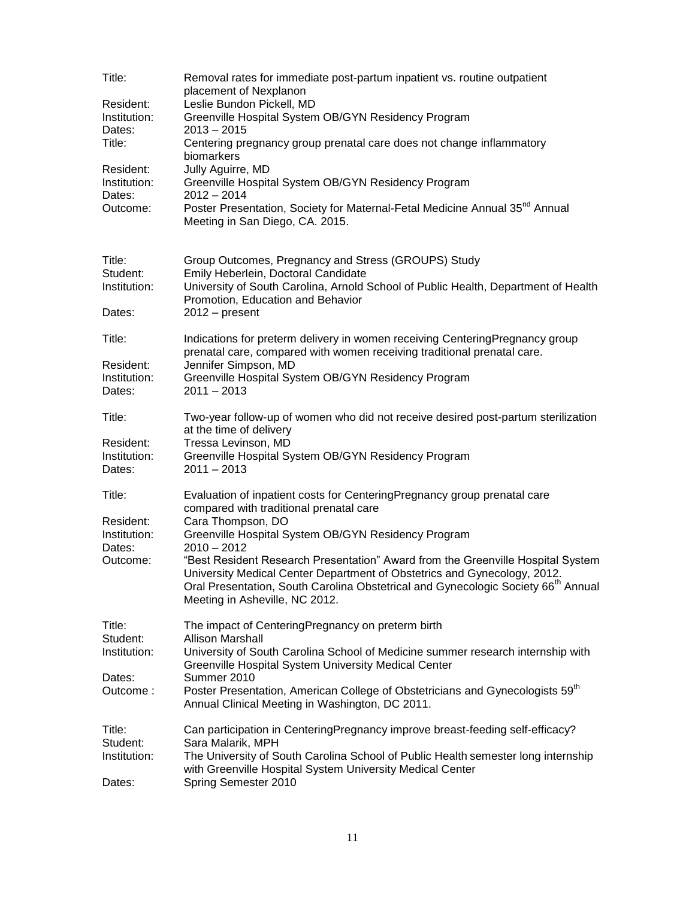Title: Removal rates for immediate post-partum inpatient vs. routine outpatient placement of Nexplanon
Resident: Leslie Bundon Pickell, MD
Institution: Greenville Hospital System OB/GYN Residency Program
Dates: 2013 – 2015

Title: Centering pregnancy group prenatal care does not change inflammatory biomarkers
Resident: Jully Aguirre, MD
Institution: Greenville Hospital System OB/GYN Residency Program
Dates: 2012 – 2014
Outcome: Poster Presentation, Society for Maternal-Fetal Medicine Annual 35nd Annual Meeting in San Diego, CA. 2015.

Title: Group Outcomes, Pregnancy and Stress (GROUPS) Study
Student: Emily Heberlein, Doctoral Candidate
Institution: University of South Carolina, Arnold School of Public Health, Department of Health Promotion, Education and Behavior
Dates: 2012 – present

Title: Indications for preterm delivery in women receiving CenteringPregnancy group prenatal care, compared with women receiving traditional prenatal care.
Resident: Jennifer Simpson, MD
Institution: Greenville Hospital System OB/GYN Residency Program
Dates: 2011 – 2013

Title: Two-year follow-up of women who did not receive desired post-partum sterilization at the time of delivery
Resident: Tressa Levinson, MD
Institution: Greenville Hospital System OB/GYN Residency Program
Dates: 2011 – 2013

Title: Evaluation of inpatient costs for CenteringPregnancy group prenatal care compared with traditional prenatal care
Resident: Cara Thompson, DO
Institution: Greenville Hospital System OB/GYN Residency Program
Dates: 2010 – 2012
Outcome: "Best Resident Research Presentation" Award from the Greenville Hospital System University Medical Center Department of Obstetrics and Gynecology, 2012.
Oral Presentation, South Carolina Obstetrical and Gynecologic Society 66th Annual Meeting in Asheville, NC 2012.

Title: The impact of CenteringPregnancy on preterm birth
Student: Allison Marshall
Institution: University of South Carolina School of Medicine summer research internship with Greenville Hospital System University Medical Center
Dates: Summer 2010
Outcome : Poster Presentation, American College of Obstetricians and Gynecologists 59th Annual Clinical Meeting in Washington, DC 2011.

Title: Can participation in CenteringPregnancy improve breast-feeding self-efficacy?
Student: Sara Malarik, MPH
Institution: The University of South Carolina School of Public Health semester long internship with Greenville Hospital System University Medical Center
Dates: Spring Semester 2010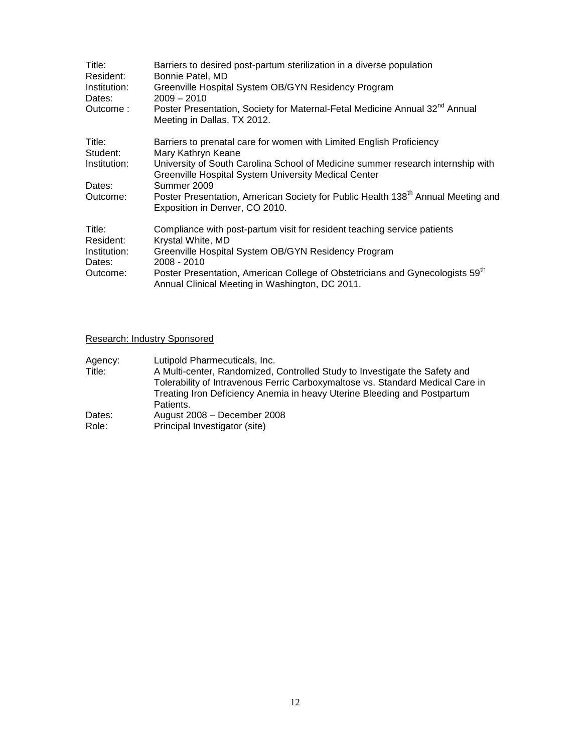Title: Barriers to desired post-partum sterilization in a diverse population
Resident: Bonnie Patel, MD
Institution: Greenville Hospital System OB/GYN Residency Program
Dates: 2009 – 2010
Outcome : Poster Presentation, Society for Maternal-Fetal Medicine Annual 32nd Annual Meeting in Dallas, TX 2012.

Title: Barriers to prenatal care for women with Limited English Proficiency
Student: Mary Kathryn Keane
Institution: University of South Carolina School of Medicine summer research internship with Greenville Hospital System University Medical Center
Dates: Summer 2009
Outcome: Poster Presentation, American Society for Public Health 138th Annual Meeting and Exposition in Denver, CO 2010.

Title: Compliance with post-partum visit for resident teaching service patients
Resident: Krystal White, MD
Institution: Greenville Hospital System OB/GYN Residency Program
Dates: 2008 - 2010
Outcome: Poster Presentation, American College of Obstetricians and Gynecologists 59th Annual Clinical Meeting in Washington, DC 2011.

<u>Research: Industry Sponsored</u>

Agency: Lutipold Pharmeceuticals, Inc.
Title: A Multi-center, Randomized, Controlled Study to Investigate the Safety and Tolerability of Intravenous Ferric Carboxymaltose vs. Standard Medical Care in Treating Iron Deficiency Anemia in heavy Uterine Bleeding and Postpartum Patients.
Dates: August 2008 – December 2008
Role: Principal Investigator (site)